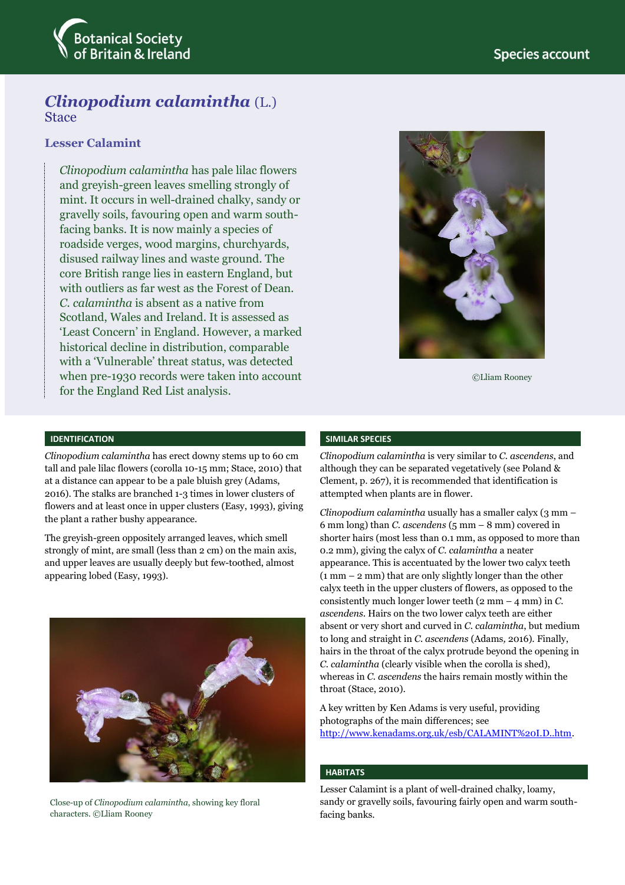Botanical Society of Britain & Ireland

Species account

# *Clinopodium calamintha* (L.) Stace

## Lesser Calamint

*Clinopodium calamintha* has pale lilac flowers and greyish-green leaves smelling strongly of mint. It occurs in well-drained chalky, sandy or gravelly soils, favouring open and warm south-facing banks. It is now mainly a species of roadside verges, wood margins, churchyards, disused railway lines and waste ground. The core British range lies in eastern England, but with outliers as far west as the Forest of Dean. *C. calamintha* is absent as a native from Scotland, Wales and Ireland. It is assessed as 'Least Concern' in England. However, a marked historical decline in distribution, comparable with a 'Vulnerable' threat status, was detected when pre-1930 records were taken into account for the England Red List analysis.

©Lliam Rooney

## IDENTIFICATION

*Clinopodium calamintha* has erect downy stems up to 60 cm tall and pale lilac flowers (corolla 10-15 mm; Stace, 2010) that at a distance can appear to be a pale bluish grey (Adams, 2016). The stalks are branched 1-3 times in lower clusters of flowers and at least once in upper clusters (Easy, 1993), giving the plant a rather bushy appearance.

The greyish-green oppositely arranged leaves, which smell strongly of mint, are small (less than 2 cm) on the main axis, and upper leaves are usually deeply but few-toothed, almost appearing lobed (Easy, 1993).

Close-up of *Clinopodium calamintha*, showing key floral characters. ©Lliam Rooney

## SIMILAR SPECIES

*Clinopodium calamintha* is very similar to *C. ascendens*, and although they can be separated vegetatively (see Poland & Clement, p. 267), it is recommended that identification is attempted when plants are in flower.

*Clinopodium calamintha* usually has a smaller calyx (3 mm – 6 mm long) than *C. ascendens* (5 mm – 8 mm) covered in shorter hairs (most less than 0.1 mm, as opposed to more than 0.2 mm), giving the calyx of *C. calamintha* a neater appearance. This is accentuated by the lower two calyx teeth (1 mm – 2 mm) that are only slightly longer than the other calyx teeth in the upper clusters of flowers, as opposed to the consistently much longer lower teeth (2 mm – 4 mm) in *C. ascendens*. Hairs on the two lower calyx teeth are either absent or very short and curved in *C. calamintha*, but medium to long and straight in *C. ascendens* (Adams, 2016). Finally, hairs in the throat of the calyx protrude beyond the opening in *C. calamintha* (clearly visible when the corolla is shed), whereas in *C. ascendens* the hairs remain mostly within the throat (Stace, 2010).

A key written by Ken Adams is very useful, providing photographs of the main differences; see http://www.kenadams.org.uk/esb/CALAMINT%20I.D..htm.

## HABITATS

Lesser Calamint is a plant of well-drained chalky, loamy, sandy or gravelly soils, favouring fairly open and warm south-facing banks.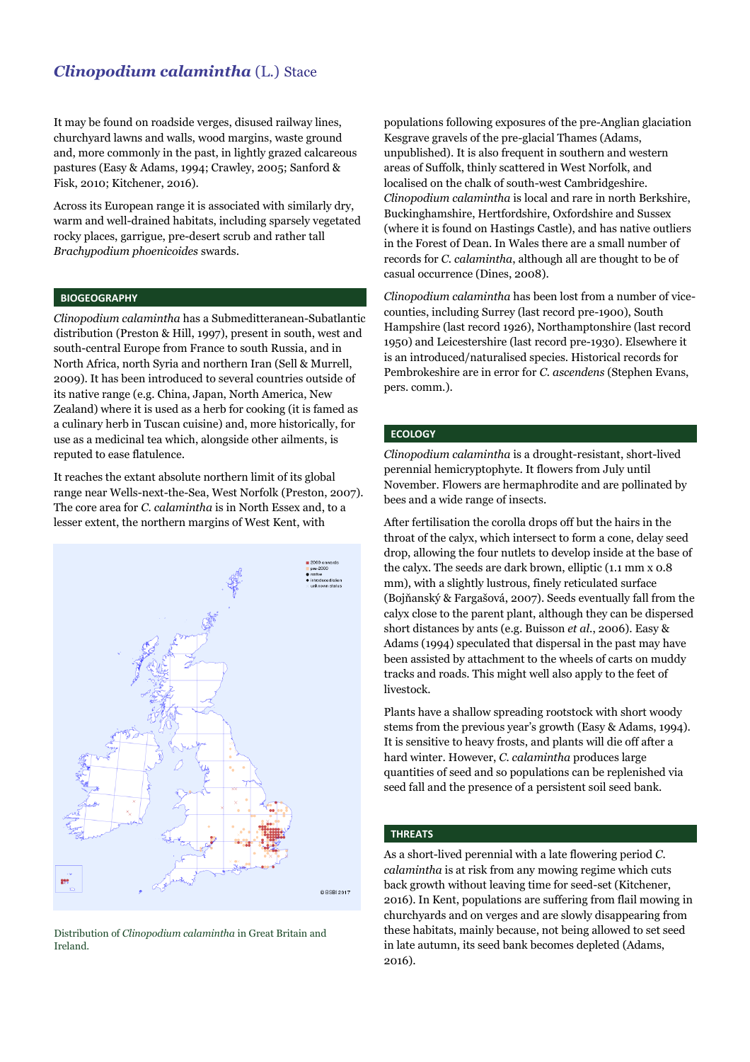# *Clinopodium calamintha* (L.) Stace

It may be found on roadside verges, disused railway lines, churchyard lawns and walls, wood margins, waste ground and, more commonly in the past, in lightly grazed calcareous pastures (Easy & Adams, 1994; Crawley, 2005; Sanford & Fisk, 2010; Kitchener, 2016).

Across its European range it is associated with similarly dry, warm and well-drained habitats, including sparsely vegetated rocky places, garrigue, pre-desert scrub and rather tall *Brachypodium phoenicoides* swards.

## BIOGEOGRAPHY

*Clinopodium calamintha* has a Submediterranean-Subatlantic distribution (Preston & Hill, 1997), present in south, west and south-central Europe from France to south Russia, and in North Africa, north Syria and northern Iran (Sell & Murrell, 2009). It has been introduced to several countries outside of its native range (e.g. China, Japan, North America, New Zealand) where it is used as a herb for cooking (it is famed as a culinary herb in Tuscan cuisine) and, more historically, for use as a medicinal tea which, alongside other ailments, is reputed to ease flatulence.

It reaches the extant absolute northern limit of its global range near Wells-next-the-Sea, West Norfolk (Preston, 2007). The core area for *C. calamintha* is in North Essex and, to a lesser extent, the northern margins of West Kent, with populations following exposures of the pre-Anglian glaciation Kesgrave gravels of the pre-glacial Thames (Adams, unpublished). It is also frequent in southern and western areas of Suffolk, thinly scattered in West Norfolk, and localised on the chalk of south-west Cambridgeshire. *Clinopodium calamintha* is local and rare in north Berkshire, Buckinghamshire, Hertfordshire, Oxfordshire and Sussex (where it is found on Hastings Castle), and has native outliers in the Forest of Dean. In Wales there are a small number of records for *C. calamintha*, although all are thought to be of casual occurrence (Dines, 2008).

*Clinopodium calamintha* has been lost from a number of vice-counties, including Surrey (last record pre-1900), South Hampshire (last record 1926), Northamptonshire (last record 1950) and Leicestershire (last record pre-1930). Elsewhere it is an introduced/naturalised species. Historical records for Pembrokeshire are in error for *C. ascendens* (Stephen Evans, pers. comm.).

Distribution of *Clinopodium calamintha* in Great Britain and Ireland.

## ECOLOGY

*Clinopodium calamintha* is a drought-resistant, short-lived perennial hemicryptophyte. It flowers from July until November. Flowers are hermaphrodite and are pollinated by bees and a wide range of insects.

After fertilisation the corolla drops off but the hairs in the throat of the calyx, which intersect to form a cone, delay seed drop, allowing the four nutlets to develop inside at the base of the calyx. The seeds are dark brown, elliptic (1.1 mm x 0.8 mm), with a slightly lustrous, finely reticulated surface (Bojňanský & Fargašová, 2007). Seeds eventually fall from the calyx close to the parent plant, although they can be dispersed short distances by ants (e.g. Buisson *et al.*, 2006). Easy & Adams (1994) speculated that dispersal in the past may have been assisted by attachment to the wheels of carts on muddy tracks and roads. This might well also apply to the feet of livestock.

Plants have a shallow spreading rootstock with short woody stems from the previous year's growth (Easy & Adams, 1994). It is sensitive to heavy frosts, and plants will die off after a hard winter. However, *C. calamintha* produces large quantities of seed and so populations can be replenished via seed fall and the presence of a persistent soil seed bank.

## THREATS

As a short-lived perennial with a late flowering period *C. calamintha* is at risk from any mowing regime which cuts back growth without leaving time for seed-set (Kitchener, 2016). In Kent, populations are suffering from flail mowing in churchyards and on verges and are slowly disappearing from these habitats, mainly because, not being allowed to set seed in late autumn, its seed bank becomes depleted (Adams, 2016).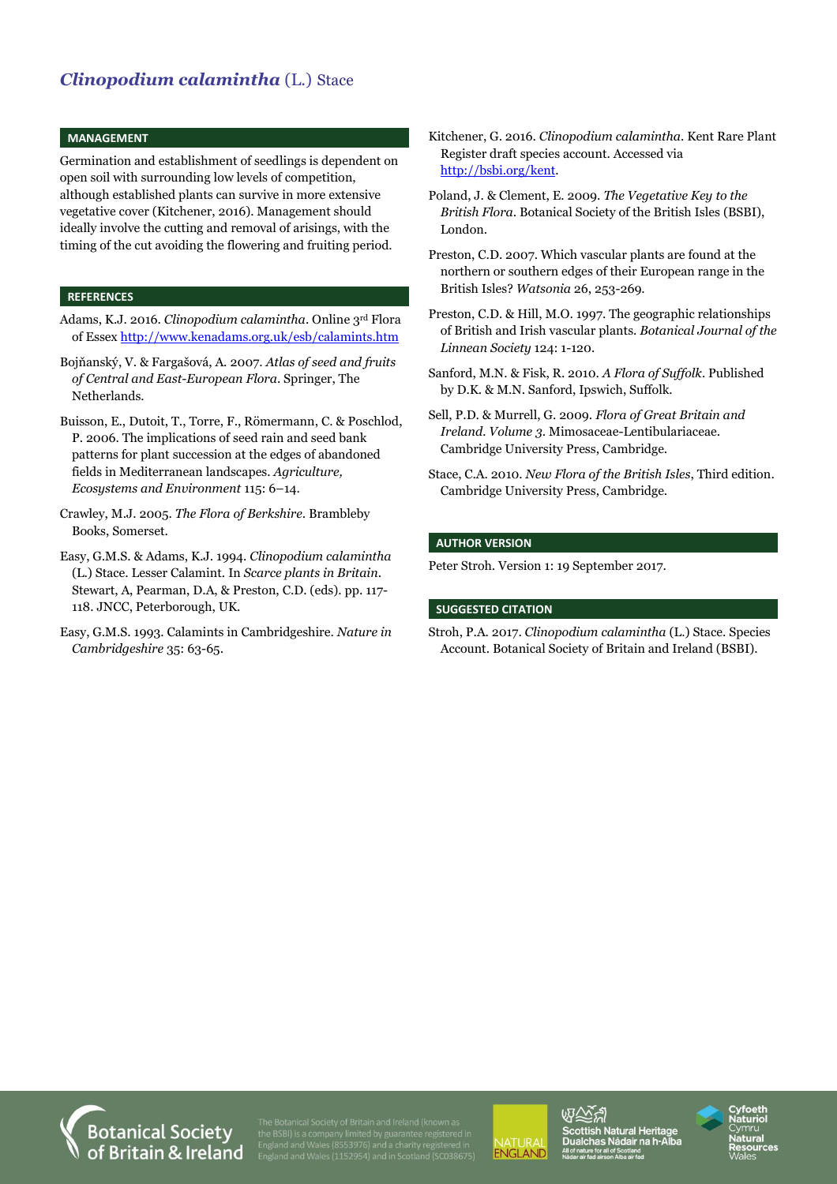# *Clinopodium calamintha* (L.) Stace

## MANAGEMENT

Germination and establishment of seedlings is dependent on open soil with surrounding low levels of competition, although established plants can survive in more extensive vegetative cover (Kitchener, 2016). Management should ideally involve the cutting and removal of arisings, with the timing of the cut avoiding the flowering and fruiting period.

## REFERENCES

Adams, K.J. 2016. *Clinopodium calamintha*. Online 3rd Flora of Essex http://www.kenadams.org.uk/esb/calamints.htm

Bojňanský, V. & Fargašová, A. 2007. *Atlas of seed and fruits of Central and East-European Flora*. Springer, The Netherlands.

Buisson, E., Dutoit, T., Torre, F., Römermann, C. & Poschlod, P. 2006. The implications of seed rain and seed bank patterns for plant succession at the edges of abandoned fields in Mediterranean landscapes. *Agriculture, Ecosystems and Environment* 115: 6–14.

Crawley, M.J. 2005. *The Flora of Berkshire*. Brambleby Books, Somerset.

Easy, G.M.S. & Adams, K.J. 1994. *Clinopodium calamintha* (L.) Stace. Lesser Calamint. In *Scarce plants in Britain*. Stewart, A, Pearman, D.A, & Preston, C.D. (eds). pp. 117-118. JNCC, Peterborough, UK.

Easy, G.M.S. 1993. Calamints in Cambridgeshire. *Nature in Cambridgeshire* 35: 63-65.

Kitchener, G. 2016. *Clinopodium calamintha*. Kent Rare Plant Register draft species account. Accessed via http://bsbi.org/kent.

Poland, J. & Clement, E. 2009. *The Vegetative Key to the British Flora*. Botanical Society of the British Isles (BSBI), London.

Preston, C.D. 2007. Which vascular plants are found at the northern or southern edges of their European range in the British Isles? *Watsonia* 26, 253-269.

Preston, C.D. & Hill, M.O. 1997. The geographic relationships of British and Irish vascular plants. *Botanical Journal of the Linnean Society* 124: 1-120.

Sanford, M.N. & Fisk, R. 2010. *A Flora of Suffolk*. Published by D.K. & M.N. Sanford, Ipswich, Suffolk.

Sell, P.D. & Murrell, G. 2009. *Flora of Great Britain and Ireland. Volume 3*. Mimosaceae-Lentibulariaceae. Cambridge University Press, Cambridge.

Stace, C.A. 2010. *New Flora of the British Isles*, Third edition. Cambridge University Press, Cambridge.

## AUTHOR VERSION

Peter Stroh. Version 1: 19 September 2017.

## SUGGESTED CITATION

Stroh, P.A. 2017. *Clinopodium calamintha* (L.) Stace. Species Account. Botanical Society of Britain and Ireland (BSBI).